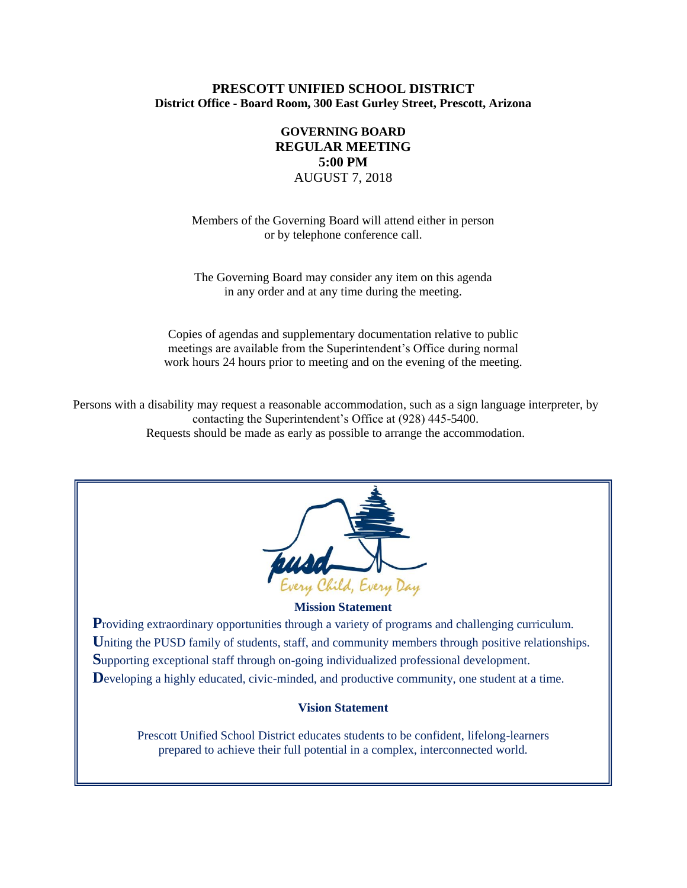**PRESCOTT UNIFIED SCHOOL DISTRICT**
**District Office - Board Room, 300 East Gurley Street, Prescott, Arizona**

**GOVERNING BOARD**
**REGULAR MEETING**
**5:00 PM**
AUGUST 7, 2018

Members of the Governing Board will attend either in person or by telephone conference call.

The Governing Board may consider any item on this agenda in any order and at any time during the meeting.

Copies of agendas and supplementary documentation relative to public meetings are available from the Superintendent's Office during normal work hours 24 hours prior to meeting and on the evening of the meeting.

Persons with a disability may request a reasonable accommodation, such as a sign language interpreter, by contacting the Superintendent's Office at (928) 445-5400.
Requests should be made as early as possible to arrange the accommodation.

pusd
*Every Child, Every Day*

**Mission Statement**

**P**roviding extraordinary opportunities through a variety of programs and challenging curriculum.
**U**niting the PUSD family of students, staff, and community members through positive relationships.
**S**upporting exceptional staff through on-going individualized professional development.
**D**eveloping a highly educated, civic-minded, and productive community, one student at a time.

**Vision Statement**

Prescott Unified School District educates students to be confident, lifelong-learners prepared to achieve their full potential in a complex, interconnected world.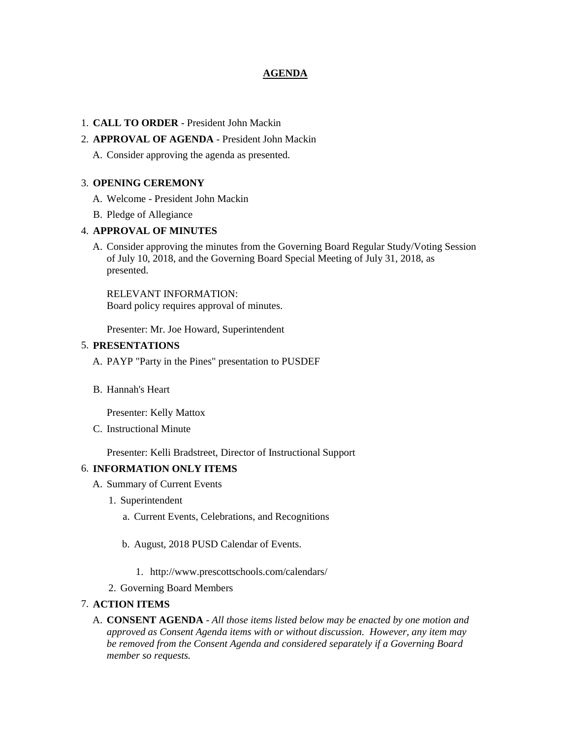# AGENDA

1. **CALL TO ORDER** - President John Mackin
2. **APPROVAL OF AGENDA** - President John Mackin
   A. Consider approving the agenda as presented.

3. **OPENING CEREMONY**
   A. Welcome - President John Mackin
   B. Pledge of Allegiance
4. **APPROVAL OF MINUTES**
   A. Consider approving the minutes from the Governing Board Regular Study/Voting Session of July 10, 2018, and the Governing Board Special Meeting of July 31, 2018, as presented.

   RELEVANT INFORMATION:
   Board policy requires approval of minutes.

   Presenter: Mr. Joe Howard, Superintendent
5. **PRESENTATIONS**
   A. PAYP "Party in the Pines" presentation to PUSDEF

   B. Hannah's Heart

   Presenter: Kelly Mattox
   C. Instructional Minute

   Presenter: Kelli Bradstreet, Director of Instructional Support
6. **INFORMATION ONLY ITEMS**
   A. Summary of Current Events
      1. Superintendent
         a. Current Events, Celebrations, and Recognitions

         b. August, 2018 PUSD Calendar of Events.

            1. http://www.prescottschools.com/calendars/
      2. Governing Board Members
7. **ACTION ITEMS**
   A. **CONSENT AGENDA** - *All those items listed below may be enacted by one motion and approved as Consent Agenda items with or without discussion. However, any item may be removed from the Consent Agenda and considered separately if a Governing Board member so requests.*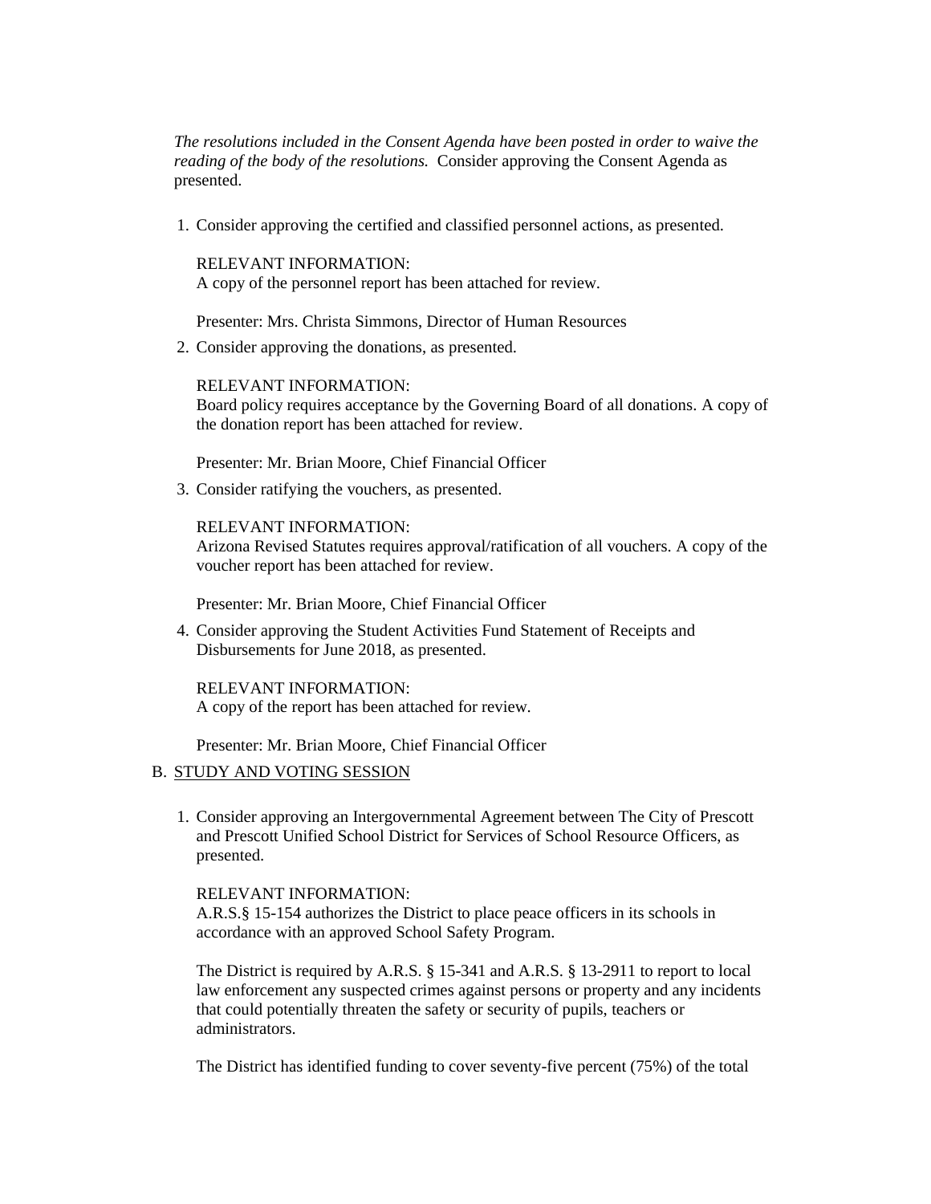*The resolutions included in the Consent Agenda have been posted in order to waive the reading of the body of the resolutions.* Consider approving the Consent Agenda as presented.

1. Consider approving the certified and classified personnel actions, as presented.

   RELEVANT INFORMATION:
   A copy of the personnel report has been attached for review.

   Presenter: Mrs. Christa Simmons, Director of Human Resources

2. Consider approving the donations, as presented.

   RELEVANT INFORMATION:
   Board policy requires acceptance by the Governing Board of all donations. A copy of the donation report has been attached for review.

   Presenter: Mr. Brian Moore, Chief Financial Officer

3. Consider ratifying the vouchers, as presented.

   RELEVANT INFORMATION:
   Arizona Revised Statutes requires approval/ratification of all vouchers. A copy of the voucher report has been attached for review.

   Presenter: Mr. Brian Moore, Chief Financial Officer

4. Consider approving the Student Activities Fund Statement of Receipts and Disbursements for June 2018, as presented.

   RELEVANT INFORMATION:
   A copy of the report has been attached for review.

   Presenter: Mr. Brian Moore, Chief Financial Officer

B. STUDY AND VOTING SESSION

1. Consider approving an Intergovernmental Agreement between The City of Prescott and Prescott Unified School District for Services of School Resource Officers, as presented.

   RELEVANT INFORMATION:
   A.R.S.§ 15-154 authorizes the District to place peace officers in its schools in accordance with an approved School Safety Program.

   The District is required by A.R.S. § 15-341 and A.R.S. § 13-2911 to report to local law enforcement any suspected crimes against persons or property and any incidents that could potentially threaten the safety or security of pupils, teachers or administrators.

   The District has identified funding to cover seventy-five percent (75%) of the total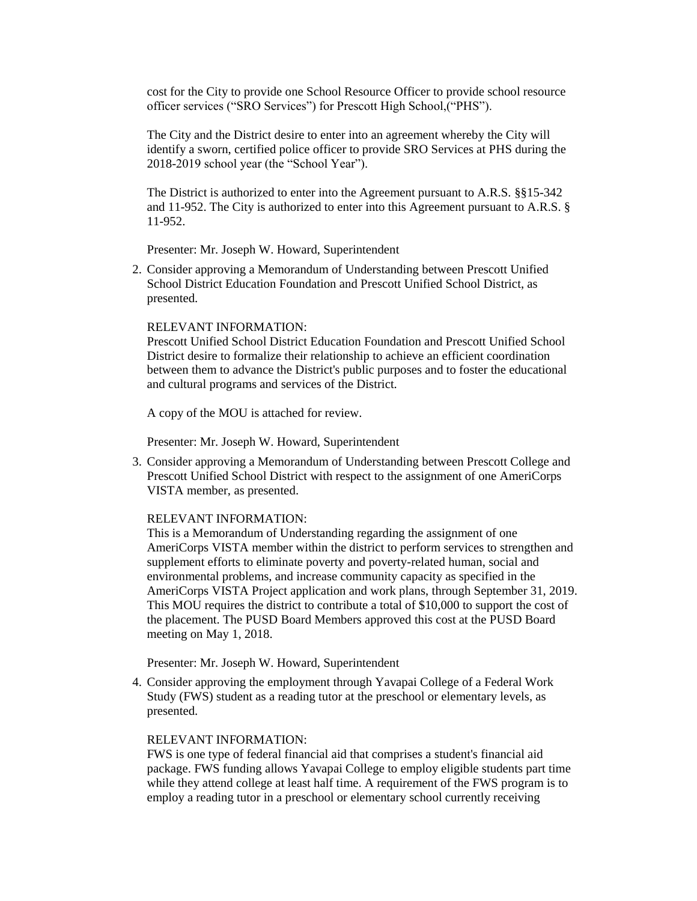cost for the City to provide one School Resource Officer to provide school resource officer services ("SRO Services") for Prescott High School,("PHS").

The City and the District desire to enter into an agreement whereby the City will identify a sworn, certified police officer to provide SRO Services at PHS during the 2018-2019 school year (the "School Year").

The District is authorized to enter into the Agreement pursuant to A.R.S. §§15-342 and 11-952. The City is authorized to enter into this Agreement pursuant to A.R.S. § 11-952.

Presenter: Mr. Joseph W. Howard, Superintendent

2. Consider approving a Memorandum of Understanding between Prescott Unified School District Education Foundation and Prescott Unified School District, as presented.

   RELEVANT INFORMATION:
   Prescott Unified School District Education Foundation and Prescott Unified School District desire to formalize their relationship to achieve an efficient coordination between them to advance the District's public purposes and to foster the educational and cultural programs and services of the District.

   A copy of the MOU is attached for review.

   Presenter: Mr. Joseph W. Howard, Superintendent

3. Consider approving a Memorandum of Understanding between Prescott College and Prescott Unified School District with respect to the assignment of one AmeriCorps VISTA member, as presented.

   RELEVANT INFORMATION:
   This is a Memorandum of Understanding regarding the assignment of one AmeriCorps VISTA member within the district to perform services to strengthen and supplement efforts to eliminate poverty and poverty-related human, social and environmental problems, and increase community capacity as specified in the AmeriCorps VISTA Project application and work plans, through September 31, 2019. This MOU requires the district to contribute a total of $10,000 to support the cost of the placement. The PUSD Board Members approved this cost at the PUSD Board meeting on May 1, 2018.

   Presenter: Mr. Joseph W. Howard, Superintendent

4. Consider approving the employment through Yavapai College of a Federal Work Study (FWS) student as a reading tutor at the preschool or elementary levels, as presented.

   RELEVANT INFORMATION:
   FWS is one type of federal financial aid that comprises a student's financial aid package. FWS funding allows Yavapai College to employ eligible students part time while they attend college at least half time. A requirement of the FWS program is to employ a reading tutor in a preschool or elementary school currently receiving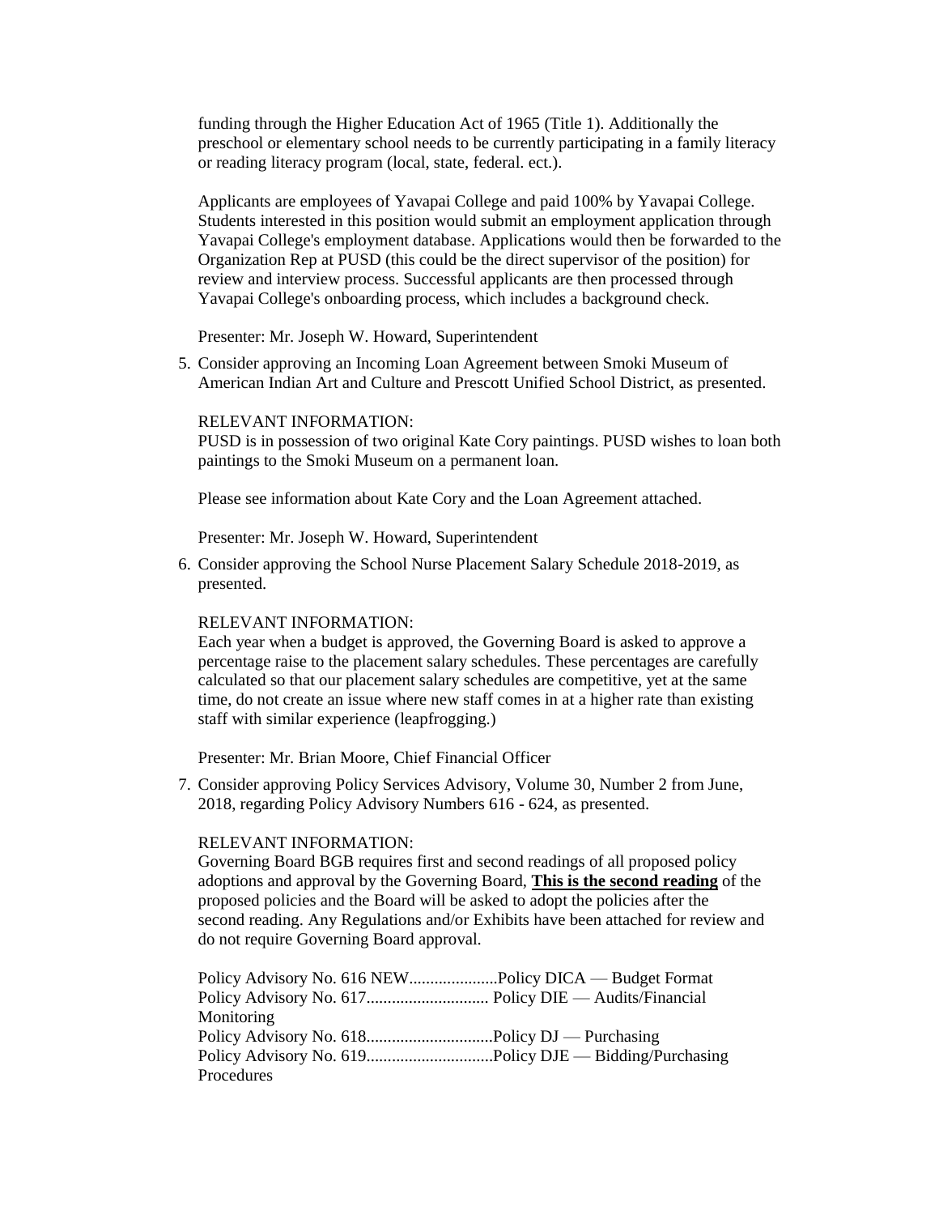funding through the Higher Education Act of 1965 (Title 1). Additionally the preschool or elementary school needs to be currently participating in a family literacy or reading literacy program (local, state, federal. ect.).

Applicants are employees of Yavapai College and paid 100% by Yavapai College. Students interested in this position would submit an employment application through Yavapai College's employment database. Applications would then be forwarded to the Organization Rep at PUSD (this could be the direct supervisor of the position) for review and interview process. Successful applicants are then processed through Yavapai College's onboarding process, which includes a background check.

Presenter: Mr. Joseph W. Howard, Superintendent

5. Consider approving an Incoming Loan Agreement between Smoki Museum of American Indian Art and Culture and Prescott Unified School District, as presented.

   RELEVANT INFORMATION:
   PUSD is in possession of two original Kate Cory paintings. PUSD wishes to loan both paintings to the Smoki Museum on a permanent loan.

   Please see information about Kate Cory and the Loan Agreement attached.

   Presenter: Mr. Joseph W. Howard, Superintendent

6. Consider approving the School Nurse Placement Salary Schedule 2018-2019, as presented.

   RELEVANT INFORMATION:
   Each year when a budget is approved, the Governing Board is asked to approve a percentage raise to the placement salary schedules. These percentages are carefully calculated so that our placement salary schedules are competitive, yet at the same time, do not create an issue where new staff comes in at a higher rate than existing staff with similar experience (leapfrogging.)

   Presenter: Mr. Brian Moore, Chief Financial Officer

7. Consider approving Policy Services Advisory, Volume 30, Number 2 from June, 2018, regarding Policy Advisory Numbers 616 - 624, as presented.

   RELEVANT INFORMATION:
   Governing Board BGB requires first and second readings of all proposed policy adoptions and approval by the Governing Board, **This is the second reading** of the proposed policies and the Board will be asked to adopt the policies after the second reading. Any Regulations and/or Exhibits have been attached for review and do not require Governing Board approval.

   Policy Advisory No. 616 NEW.....................Policy DICA — Budget Format
   Policy Advisory No. 617............................. Policy DIE — Audits/Financial Monitoring
   Policy Advisory No. 618..............................Policy DJ — Purchasing
   Policy Advisory No. 619..............................Policy DJE — Bidding/Purchasing Procedures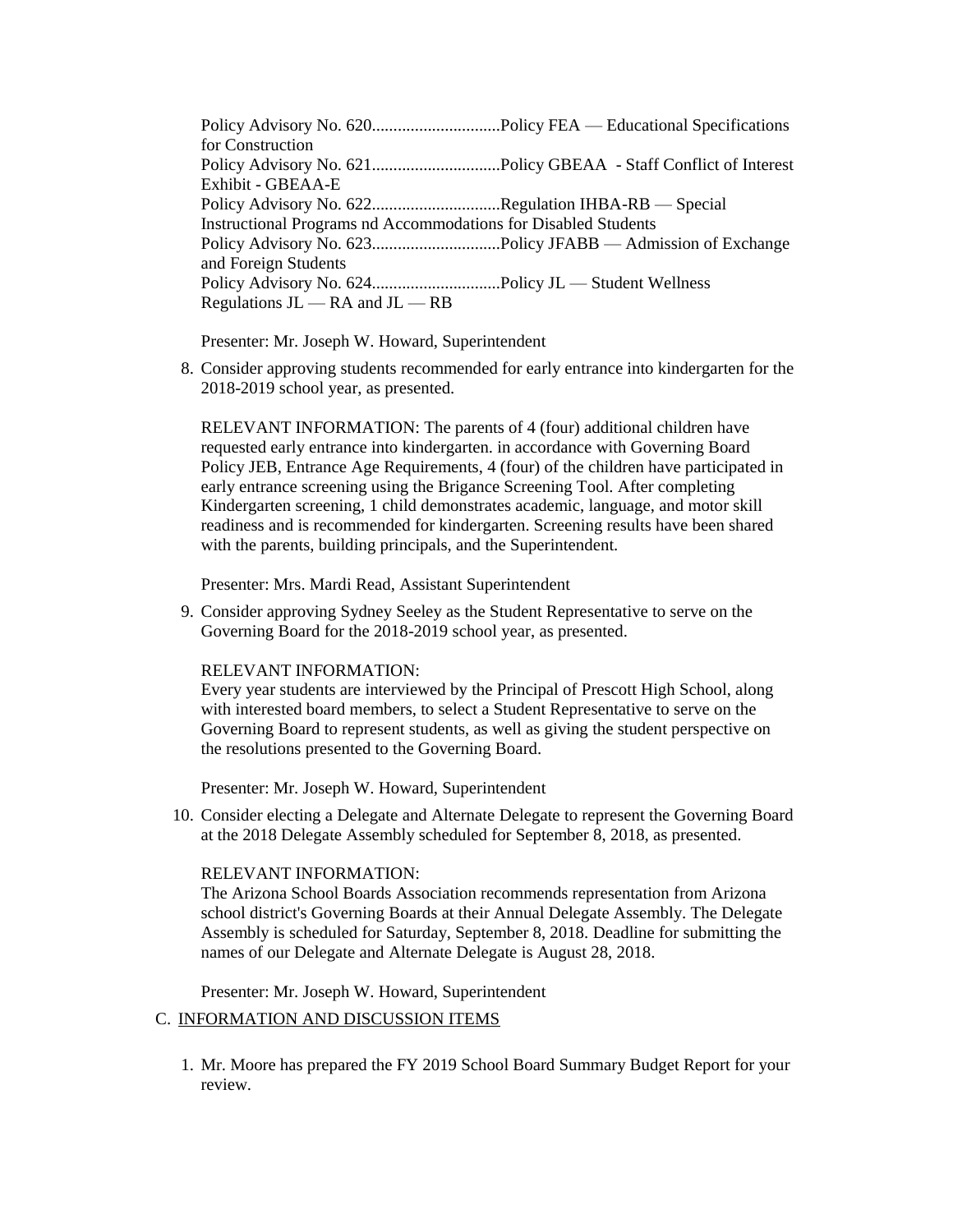Policy Advisory No. 620..............................Policy FEA — Educational Specifications for Construction
Policy Advisory No. 621..............................Policy GBEAA - Staff Conflict of Interest Exhibit - GBEAA-E
Policy Advisory No. 622..............................Regulation IHBA-RB — Special Instructional Programs nd Accommodations for Disabled Students
Policy Advisory No. 623..............................Policy JFABB — Admission of Exchange and Foreign Students
Policy Advisory No. 624..............................Policy JL — Student Wellness Regulations JL — RA and JL — RB

Presenter: Mr. Joseph W. Howard, Superintendent

8. Consider approving students recommended for early entrance into kindergarten for the 2018-2019 school year, as presented.

   RELEVANT INFORMATION: The parents of 4 (four) additional children have requested early entrance into kindergarten. in accordance with Governing Board Policy JEB, Entrance Age Requirements, 4 (four) of the children have participated in early entrance screening using the Brigance Screening Tool. After completing Kindergarten screening, 1 child demonstrates academic, language, and motor skill readiness and is recommended for kindergarten. Screening results have been shared with the parents, building principals, and the Superintendent.

   Presenter: Mrs. Mardi Read, Assistant Superintendent

9. Consider approving Sydney Seeley as the Student Representative to serve on the Governing Board for the 2018-2019 school year, as presented.

   RELEVANT INFORMATION:
   Every year students are interviewed by the Principal of Prescott High School, along with interested board members, to select a Student Representative to serve on the Governing Board to represent students, as well as giving the student perspective on the resolutions presented to the Governing Board.

   Presenter: Mr. Joseph W. Howard, Superintendent

10. Consider electing a Delegate and Alternate Delegate to represent the Governing Board at the 2018 Delegate Assembly scheduled for September 8, 2018, as presented.

    RELEVANT INFORMATION:
    The Arizona School Boards Association recommends representation from Arizona school district's Governing Boards at their Annual Delegate Assembly. The Delegate Assembly is scheduled for Saturday, September 8, 2018. Deadline for submitting the names of our Delegate and Alternate Delegate is August 28, 2018.

    Presenter: Mr. Joseph W. Howard, Superintendent

C. INFORMATION AND DISCUSSION ITEMS

1. Mr. Moore has prepared the FY 2019 School Board Summary Budget Report for your review.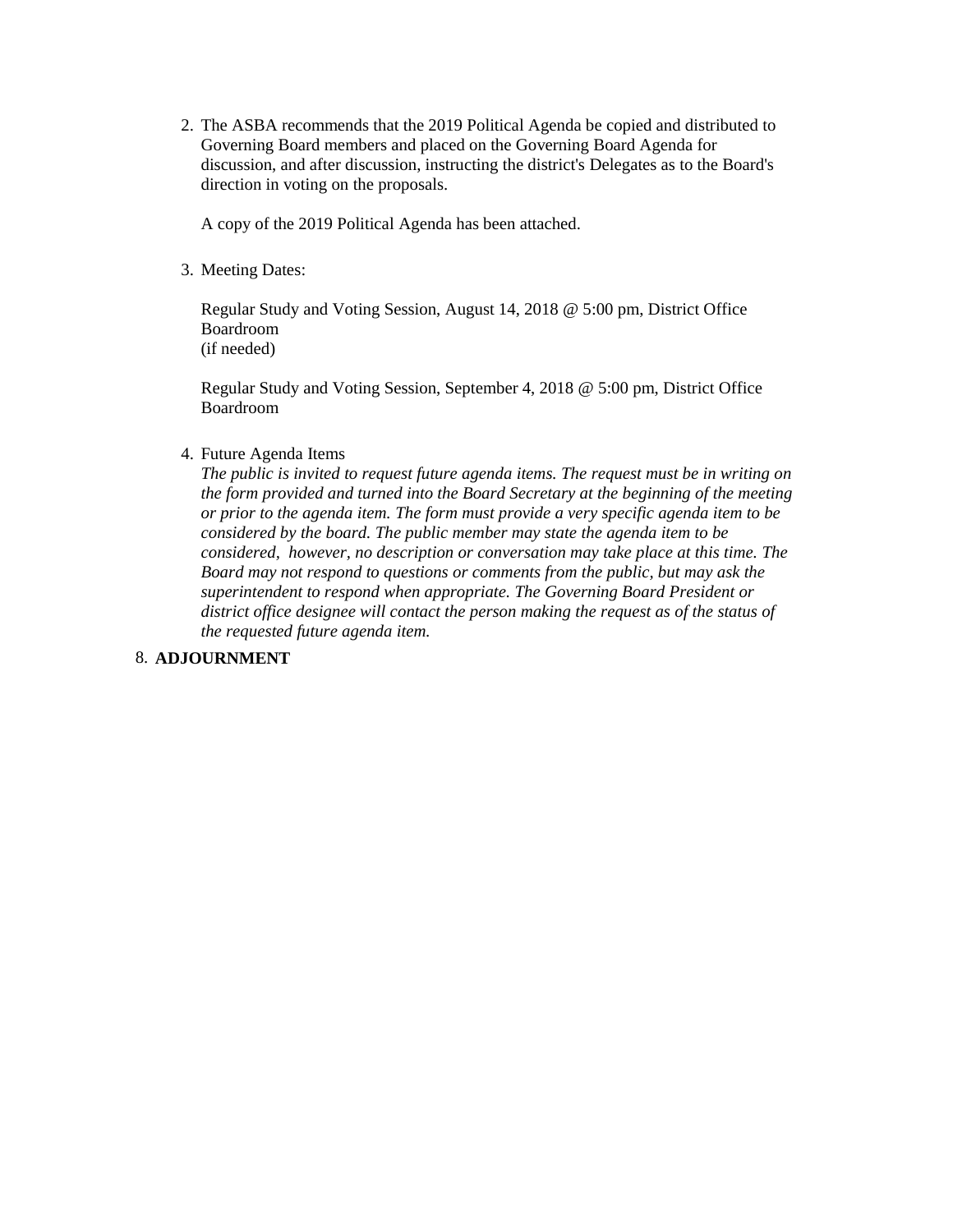2. The ASBA recommends that the 2019 Political Agenda be copied and distributed to Governing Board members and placed on the Governing Board Agenda for discussion, and after discussion, instructing the district's Delegates as to the Board's direction in voting on the proposals.

   A copy of the 2019 Political Agenda has been attached.

3. Meeting Dates:

   Regular Study and Voting Session, August 14, 2018 @ 5:00 pm, District Office Boardroom
   (if needed)

   Regular Study and Voting Session, September 4, 2018 @ 5:00 pm, District Office Boardroom

4. Future Agenda Items
   *The public is invited to request future agenda items. The request must be in writing on the form provided and turned into the Board Secretary at the beginning of the meeting or prior to the agenda item. The form must provide a very specific agenda item to be considered by the board. The public member may state the agenda item to be considered, however, no description or conversation may take place at this time. The Board may not respond to questions or comments from the public, but may ask the superintendent to respond when appropriate. The Governing Board President or district office designee will contact the person making the request as of the status of the requested future agenda item.*

8. **ADJOURNMENT**